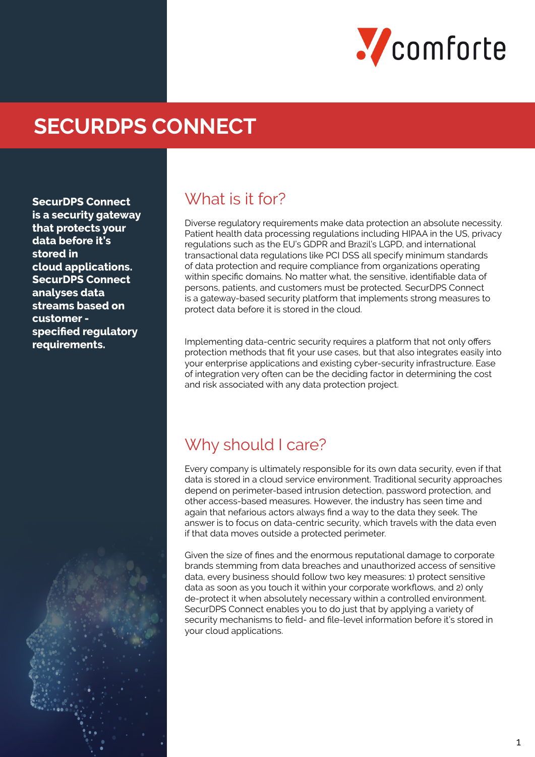# SECURDPS CONNECT

**SecurDPS Connect is a security gateway that protects your data before it's stored in cloud applications. SecurDPS Connect analyses data streams based on customer - specified regulatory requirements.**

## What is it for?

Diverse regulatory requirements make data protection an absolute necessity. Patient health data processing regulations including HIPAA in the US, privacy regulations such as the EU's GDPR and Brazil's LGPD, and international transactional data regulations like PCI DSS all specify minimum standards of data protection and require compliance from organizations operating within specific domains. No matter what, the sensitive, identifiable data of persons, patients, and customers must be protected. SecurDPS Connect is a gateway-based security platform that implements strong measures to protect data before it is stored in the cloud.

Implementing data-centric security requires a platform that not only offers protection methods that fit your use cases, but that also integrates easily into your enterprise applications and existing cyber-security infrastructure. Ease of integration very often can be the deciding factor in determining the cost and risk associated with any data protection project.

## Why should I care?

Every company is ultimately responsible for its own data security, even if that data is stored in a cloud service environment. Traditional security approaches depend on perimeter-based intrusion detection, password protection, and other access-based measures. However, the industry has seen time and again that nefarious actors always find a way to the data they seek. The answer is to focus on data-centric security, which travels with the data even if that data moves outside a protected perimeter.

Given the size of fines and the enormous reputational damage to corporate brands stemming from data breaches and unauthorized access of sensitive data, every business should follow two key measures: 1) protect sensitive data as soon as you touch it within your corporate workflows, and 2) only de-protect it when absolutely necessary within a controlled environment. SecurDPS Connect enables you to do just that by applying a variety of security mechanisms to field- and file-level information before it's stored in your cloud applications.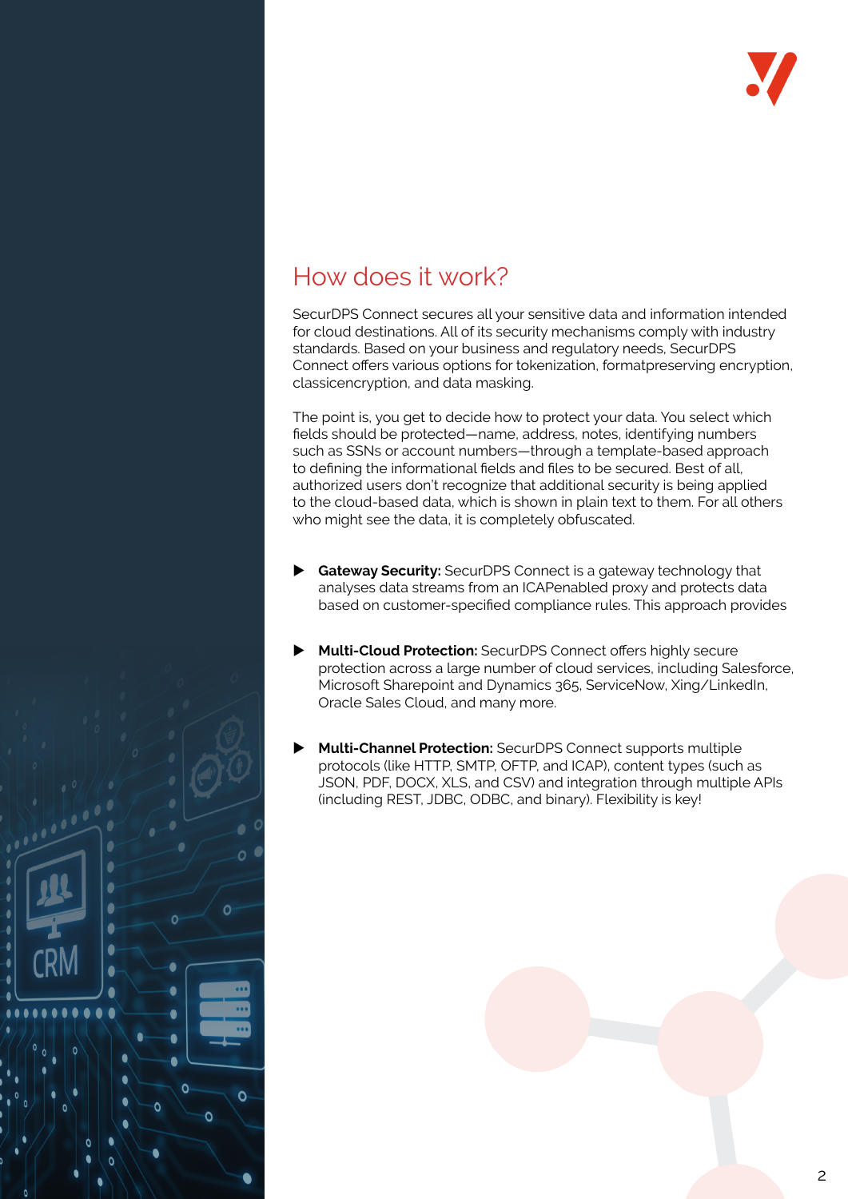## How does it work?

SecurDPS Connect secures all your sensitive data and information intended for cloud destinations. All of its security mechanisms comply with industry standards. Based on your business and regulatory needs, SecurDPS Connect offers various options for tokenization, formatpreserving encryption, classicencryption, and data masking.

The point is, you get to decide how to protect your data. You select which fields should be protected—name, address, notes, identifying numbers such as SSNs or account numbers—through a template-based approach to defining the informational fields and files to be secured. Best of all, authorized users don't recognize that additional security is being applied to the cloud-based data, which is shown in plain text to them. For all others who might see the data, it is completely obfuscated.

- **Gateway Security:** SecurDPS Connect is a gateway technology that analyses data streams from an ICAPenabled proxy and protects data based on customer-specified compliance rules. This approach provides

- **Multi-Cloud Protection:** SecurDPS Connect offers highly secure protection across a large number of cloud services, including Salesforce, Microsoft Sharepoint and Dynamics 365, ServiceNow, Xing/LinkedIn, Oracle Sales Cloud, and many more.

- **Multi-Channel Protection:** SecurDPS Connect supports multiple protocols (like HTTP, SMTP, OFTP, and ICAP), content types (such as JSON, PDF, DOCX, XLS, and CSV) and integration through multiple APIs (including REST, JDBC, ODBC, and binary). Flexibility is key!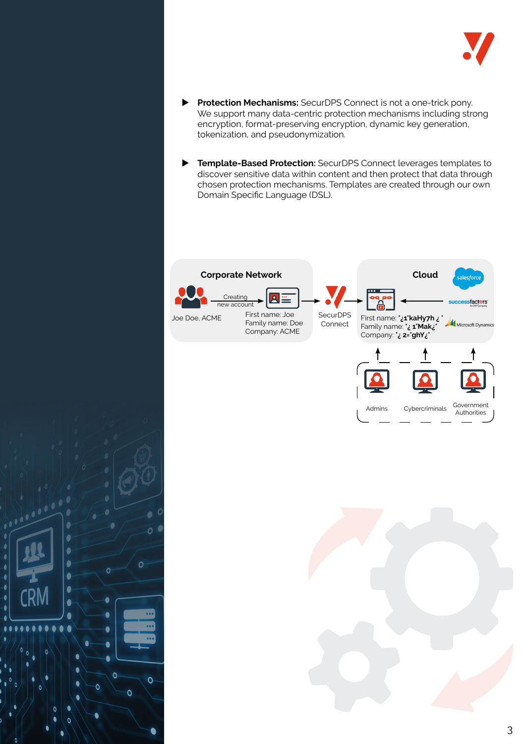- **Protection Mechanisms:** SecurDPS Connect is not a one-trick pony. We support many data-centric protection mechanisms including strong encryption, format-preserving encryption, dynamic key generation, tokenization, and pseudonymization.

- **Template-Based Protection:** SecurDPS Connect leverages templates to discover sensitive data within content and then protect that data through chosen protection mechanisms. Templates are created through our own Domain Specific Language (DSL).

**Corporate Network**

Joe Doe, ACME

Creating new account

First name: Joe
Family name: Doe
Company: ACME

SecurDPS Connect

**Cloud**

First name: ˚¿1˚kaHy7h ¿˚
Family name: ˚¿ 1˚Mak¿˚
Company: ˚¿ 2=˚ghY¿˚

salesforce

successfactors

Microsoft Dynamics

Admins

Cybercriminals

Government Authorities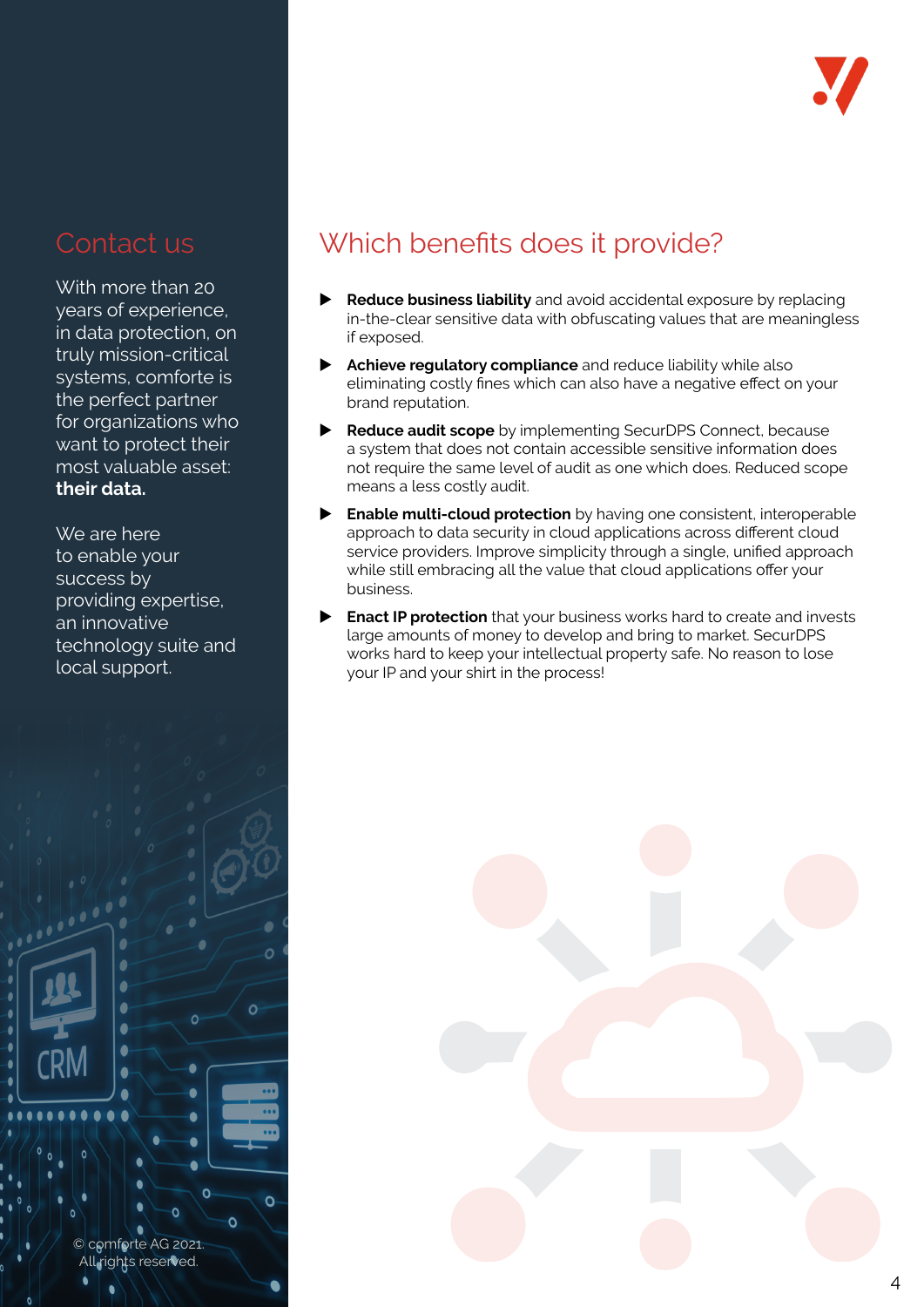## Contact us

With more than 20 years of experience, in data protection, on truly mission-critical systems, comforte is the perfect partner for organizations who want to protect their most valuable asset: **their data.**

We are here to enable your success by providing expertise, an innovative technology suite and local support.

## Which benefits does it provide?

- **Reduce business liability** and avoid accidental exposure by replacing in-the-clear sensitive data with obfuscating values that are meaningless if exposed.
- **Achieve regulatory compliance** and reduce liability while also eliminating costly fines which can also have a negative effect on your brand reputation.
- **Reduce audit scope** by implementing SecurDPS Connect, because a system that does not contain accessible sensitive information does not require the same level of audit as one which does. Reduced scope means a less costly audit.
- **Enable multi-cloud protection** by having one consistent, interoperable approach to data security in cloud applications across different cloud service providers. Improve simplicity through a single, unified approach while still embracing all the value that cloud applications offer your business.
- **Enact IP protection** that your business works hard to create and invests large amounts of money to develop and bring to market. SecurDPS works hard to keep your intellectual property safe. No reason to lose your IP and your shirt in the process!

© comforte AG 2021. All rights reserved.